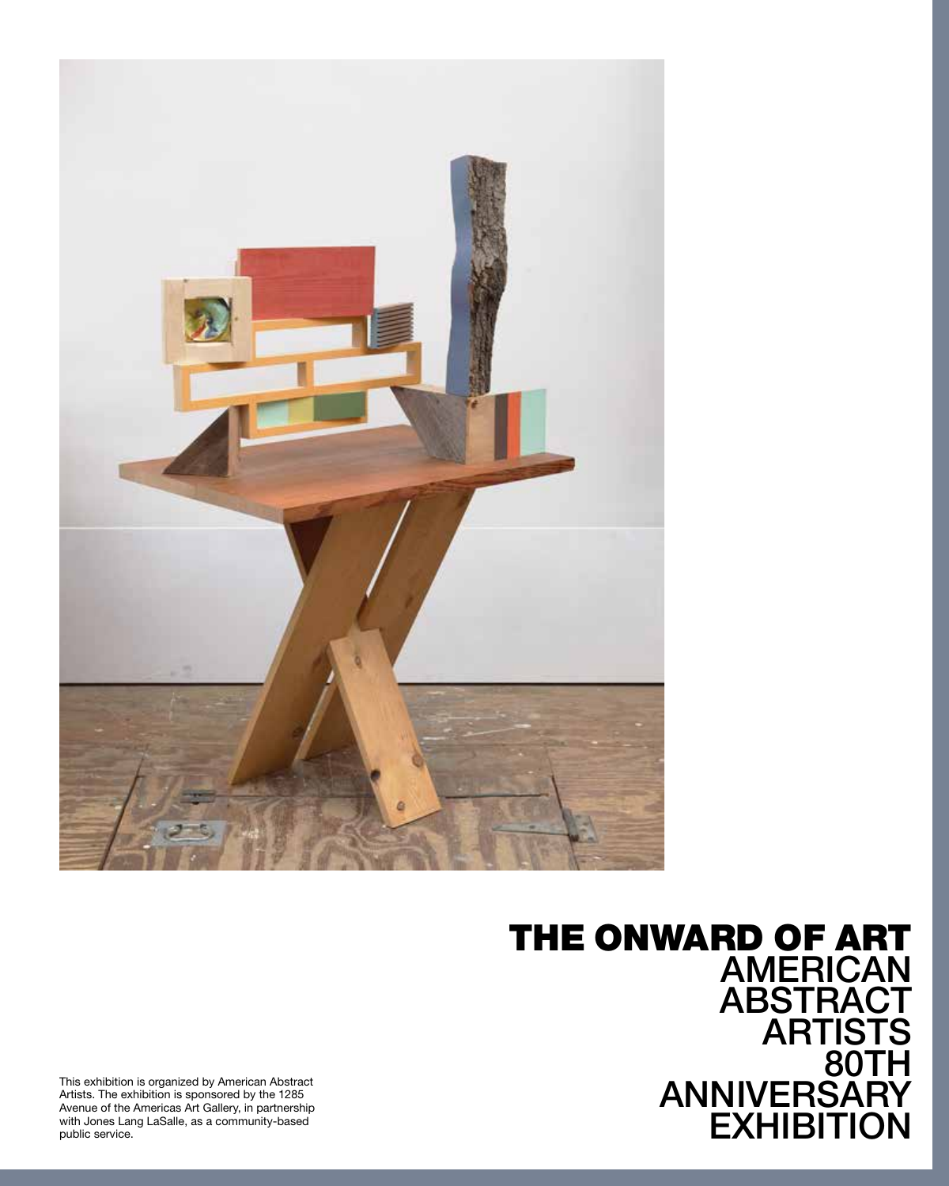# THE ONWARD OF ART

## AMERICAN ABSTRACT ARTISTS 80TH ANNIVERSARY EXHIBITION

This exhibition is organized by American Abstract Artists. The exhibition is sponsored by the 1285 Avenue of the Americas Art Gallery, in partnership with Jones Lang LaSalle, as a community-based public service.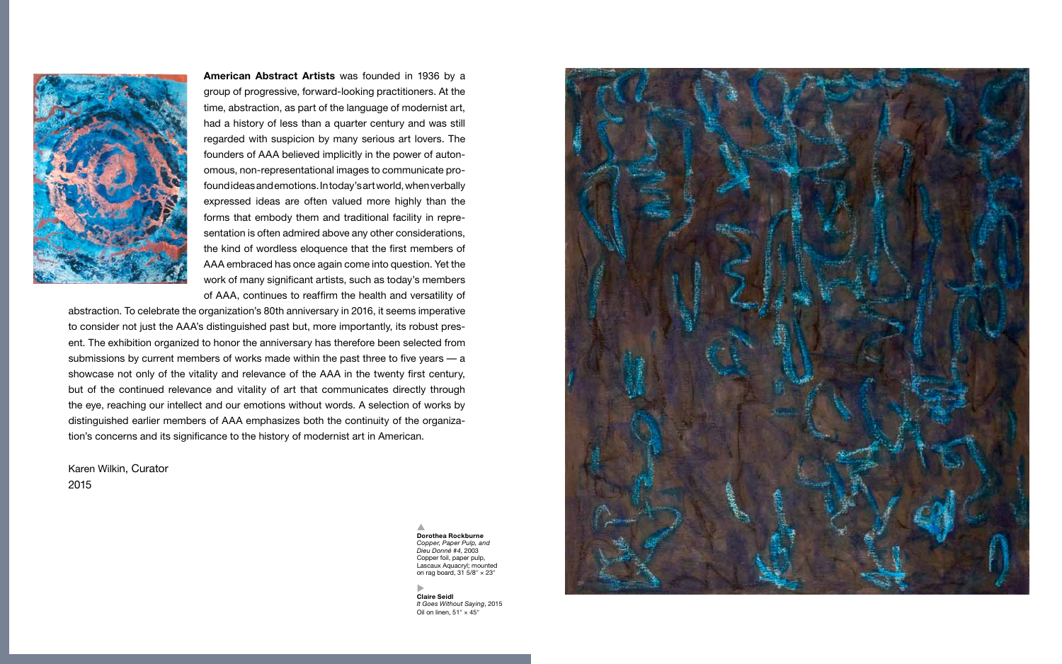**American Abstract Artists** was founded in 1936 by a group of progressive, forward-looking practitioners. At the time, abstraction, as part of the language of modernist art, had a history of less than a quarter century and was still regarded with suspicion by many serious art lovers. The founders of AAA believed implicitly in the power of autonomous, non-representational images to communicate profound ideas and emotions. In today's art world, when verbally expressed ideas are often valued more highly than the forms that embody them and traditional facility in representation is often admired above any other considerations, the kind of wordless eloquence that the first members of AAA embraced has once again come into question. Yet the work of many significant artists, such as today's members of AAA, continues to reaffirm the health and versatility of abstraction. To celebrate the organization's 80th anniversary in 2016, it seems imperative to consider not just the AAA's distinguished past but, more importantly, its robust present. The exhibition organized to honor the anniversary has therefore been selected from submissions by current members of works made within the past three to five years — a showcase not only of the vitality and relevance of the AAA in the twenty first century, but of the continued relevance and vitality of art that communicates directly through the eye, reaching our intellect and our emotions without words. A selection of works by distinguished earlier members of AAA emphasizes both the continuity of the organization's concerns and its significance to the history of modernist art in American.

Karen Wilkin, Curator
2015

▲
**Dorothea Rockburne**
*Copper, Paper Pulp, and Dieu Donné #4*, 2003
Copper foil, paper pulp, Lascaux Aquacryl; mounted on rag board, 31 5/8" × 23"

▶
**Claire Seidl**
*It Goes Without Saying*, 2015
Oil on linen, 51" × 45"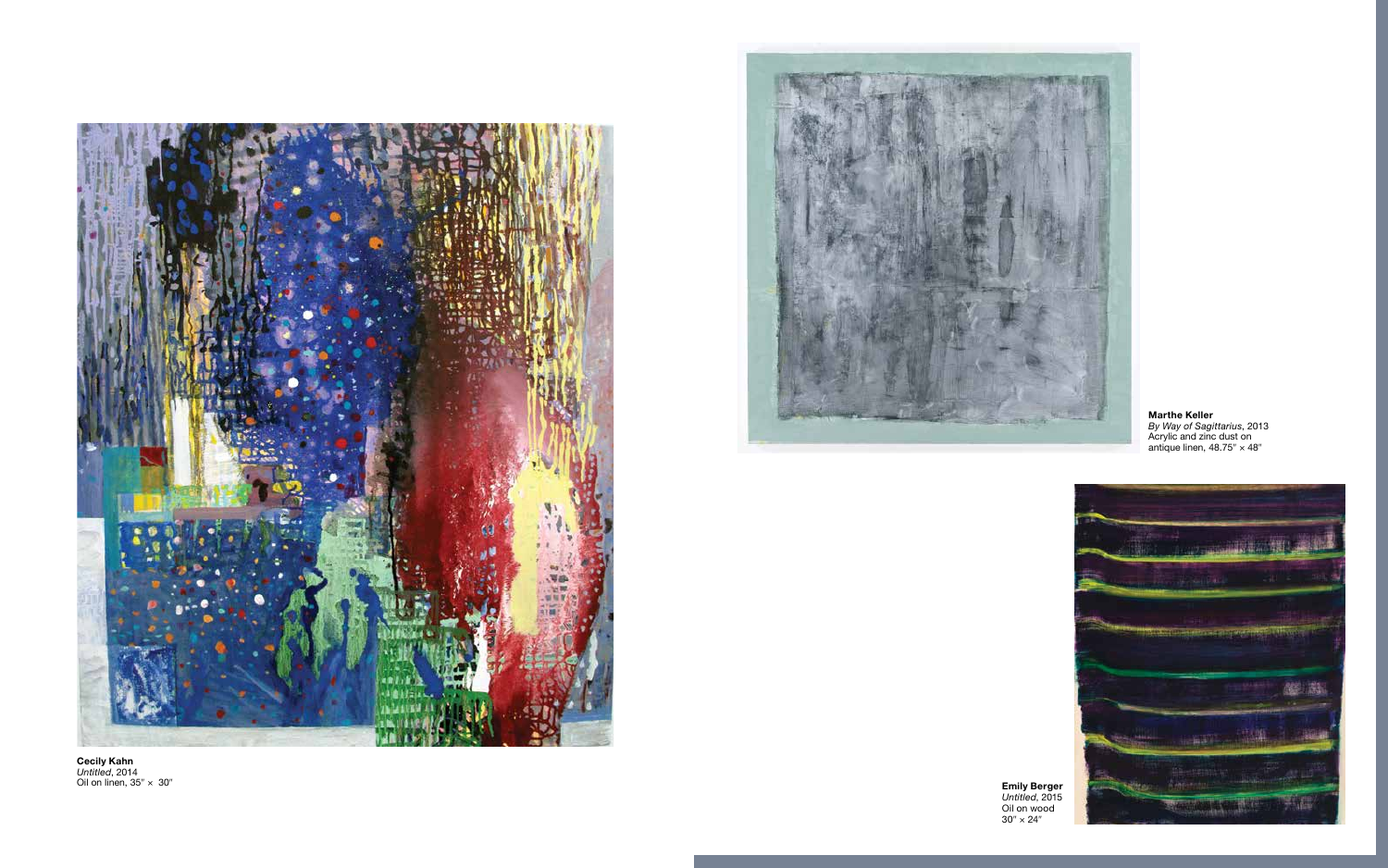**Cecily Kahn**
*Untitled*, 2014
Oil on linen, 35" × 30"

**Marthe Keller**
*By Way of Sagittarius*, 2013
Acrylic and zinc dust on antique linen, 48.75" × 48"

**Emily Berger**
*Untitled*, 2015
Oil on wood
30" × 24"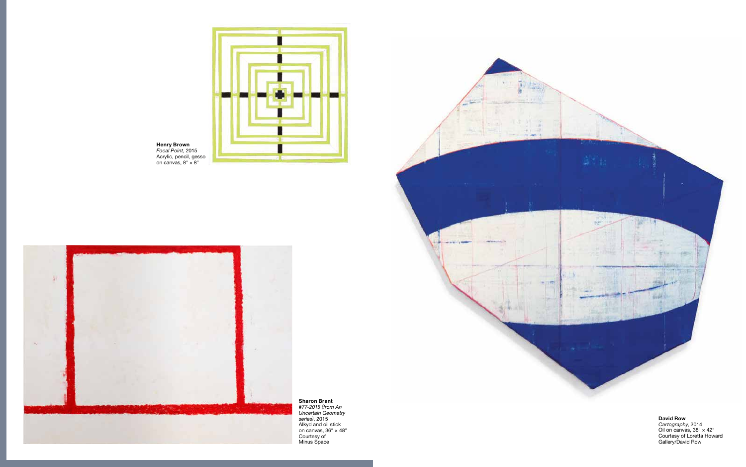**Henry Brown**
*Focal Point*, 2015
Acrylic, pencil, gesso on canvas, 8" × 8"

**Sharon Brant**
*#77-2015 (from An Uncertain Geometry series)*, 2015
Alkyd and oil stick on canvas, 36" × 48"
Courtesy of Minus Space

**David Row**
*Cartography*, 2014
Oil on canvas, 38" × 42"
Courtesy of Loretta Howard Gallery/David Row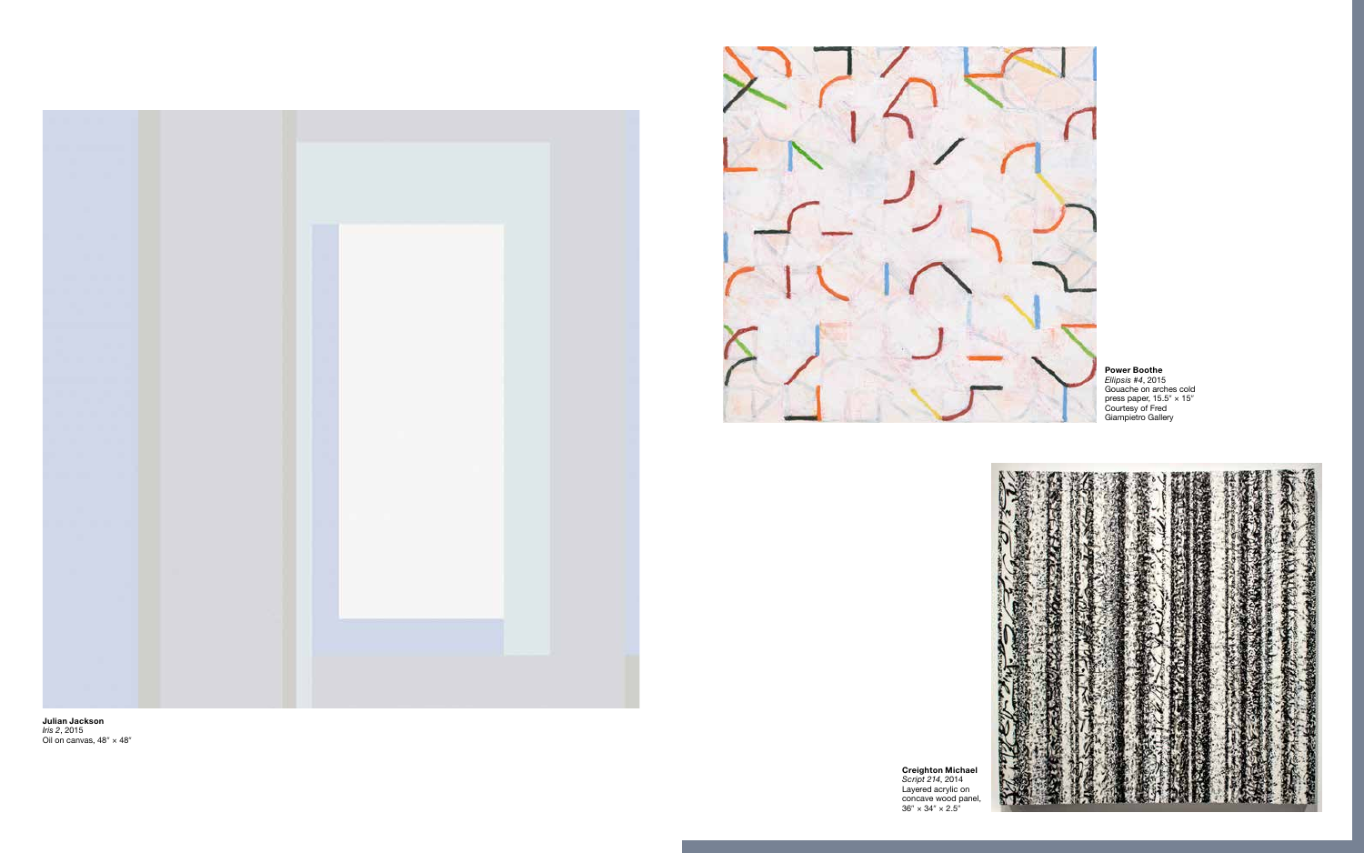**Julian Jackson**
*Iris 2*, 2015
Oil on canvas, 48" × 48"

**Power Boothe**
*Ellipsis #4*, 2015
Gouache on arches cold press paper, 15.5" × 15"
Courtesy of Fred Giampietro Gallery

**Creighton Michael**
*Script 214*, 2014
Layered acrylic on concave wood panel, 36" × 34" × 2.5"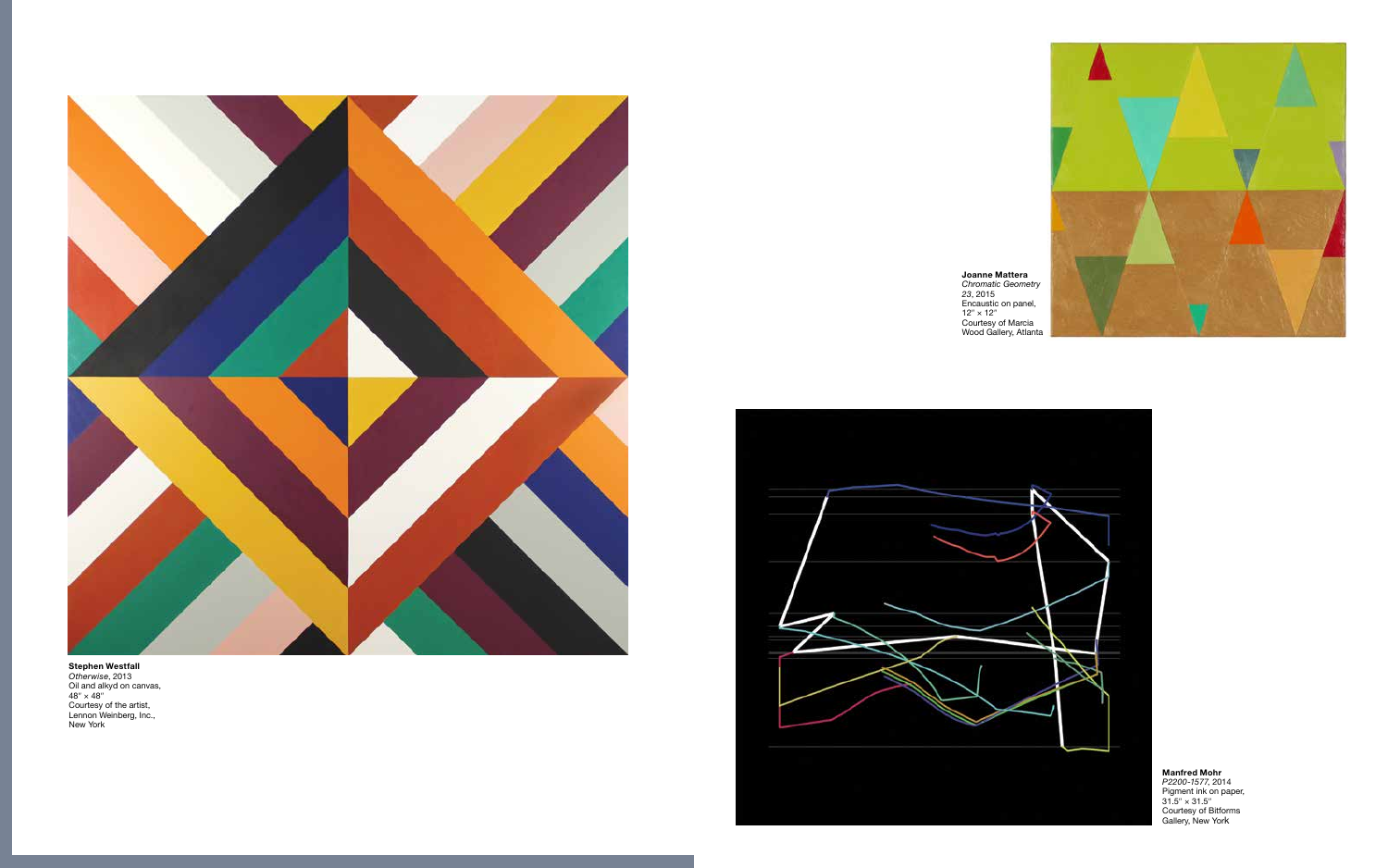**Stephen Westfall**
*Otherwise*, 2013
Oil and alkyd on canvas,
48" × 48"
Courtesy of the artist,
Lennon Weinberg, Inc.,
New York

**Joanne Mattera**
*Chromatic Geometry 23*, 2015
Encaustic on panel,
12" × 12"
Courtesy of Marcia
Wood Gallery, Atlanta

**Manfred Mohr**
*P2200-1577*, 2014
Pigment ink on paper,
31.5" × 31.5"
Courtesy of Bitforms
Gallery, New York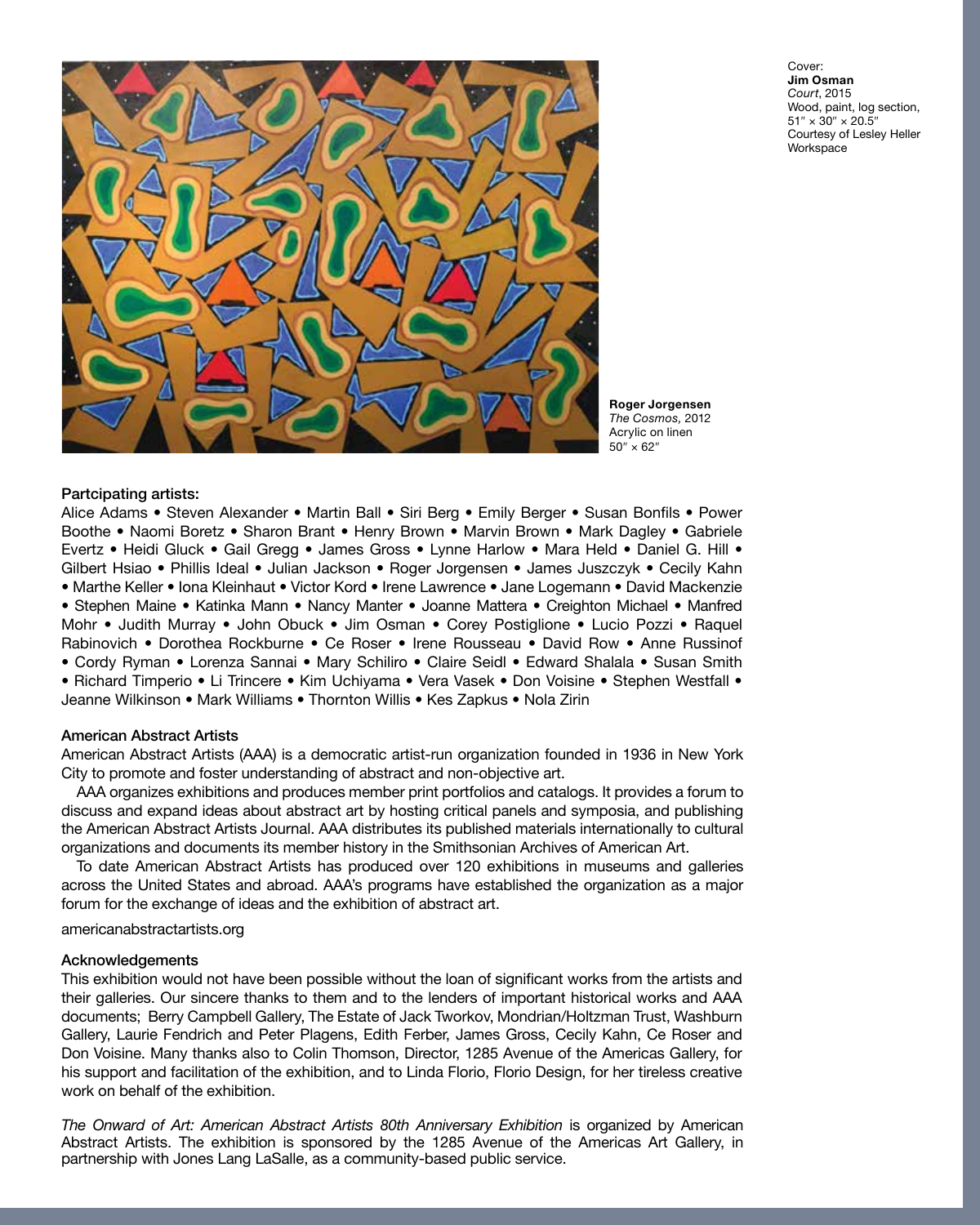Cover:
**Jim Osman**
*Court*, 2015
Wood, paint, log section, 51″ × 30″ × 20.5″
Courtesy of Lesley Heller Workspace

**Roger Jorgensen**
*The Cosmos,* 2012
Acrylic on linen
50″ × 62″

### Partcipating artists:

Alice Adams • Steven Alexander • Martin Ball • Siri Berg • Emily Berger • Susan Bonfils • Power Boothe • Naomi Boretz • Sharon Brant • Henry Brown • Marvin Brown • Mark Dagley • Gabriele Evertz • Heidi Gluck • Gail Gregg • James Gross • Lynne Harlow • Mara Held • Daniel G. Hill • Gilbert Hsiao • Phillis Ideal • Julian Jackson • Roger Jorgensen • James Juszczyk • Cecily Kahn • Marthe Keller • Iona Kleinhaut • Victor Kord • Irene Lawrence • Jane Logemann • David Mackenzie • Stephen Maine • Katinka Mann • Nancy Manter • Joanne Mattera • Creighton Michael • Manfred Mohr • Judith Murray • John Obuck • Jim Osman • Corey Postiglione • Lucio Pozzi • Raquel Rabinovich • Dorothea Rockburne • Ce Roser • Irene Rousseau • David Row • Anne Russinof • Cordy Ryman • Lorenza Sannai • Mary Schiliro • Claire Seidl • Edward Shalala • Susan Smith • Richard Timperio • Li Trincere • Kim Uchiyama • Vera Vasek • Don Voisine • Stephen Westfall • Jeanne Wilkinson • Mark Williams • Thornton Willis • Kes Zapkus • Nola Zirin

### American Abstract Artists

American Abstract Artists (AAA) is a democratic artist-run organization founded in 1936 in New York City to promote and foster understanding of abstract and non-objective art.

AAA organizes exhibitions and produces member print portfolios and catalogs. It provides a forum to discuss and expand ideas about abstract art by hosting critical panels and symposia, and publishing the American Abstract Artists Journal. AAA distributes its published materials internationally to cultural organizations and documents its member history in the Smithsonian Archives of American Art.

To date American Abstract Artists has produced over 120 exhibitions in museums and galleries across the United States and abroad. AAA's programs have established the organization as a major forum for the exchange of ideas and the exhibition of abstract art.

americanabstractartists.org

### Acknowledgements

This exhibition would not have been possible without the loan of significant works from the artists and their galleries. Our sincere thanks to them and to the lenders of important historical works and AAA documents; Berry Campbell Gallery, The Estate of Jack Tworkov, Mondrian/Holtzman Trust, Washburn Gallery, Laurie Fendrich and Peter Plagens, Edith Ferber, James Gross, Cecily Kahn, Ce Roser and Don Voisine. Many thanks also to Colin Thomson, Director, 1285 Avenue of the Americas Gallery, for his support and facilitation of the exhibition, and to Linda Florio, Florio Design, for her tireless creative work on behalf of the exhibition.

*The Onward of Art: American Abstract Artists 80th Anniversary Exhibition* is organized by American Abstract Artists. The exhibition is sponsored by the 1285 Avenue of the Americas Art Gallery, in partnership with Jones Lang LaSalle, as a community-based public service.